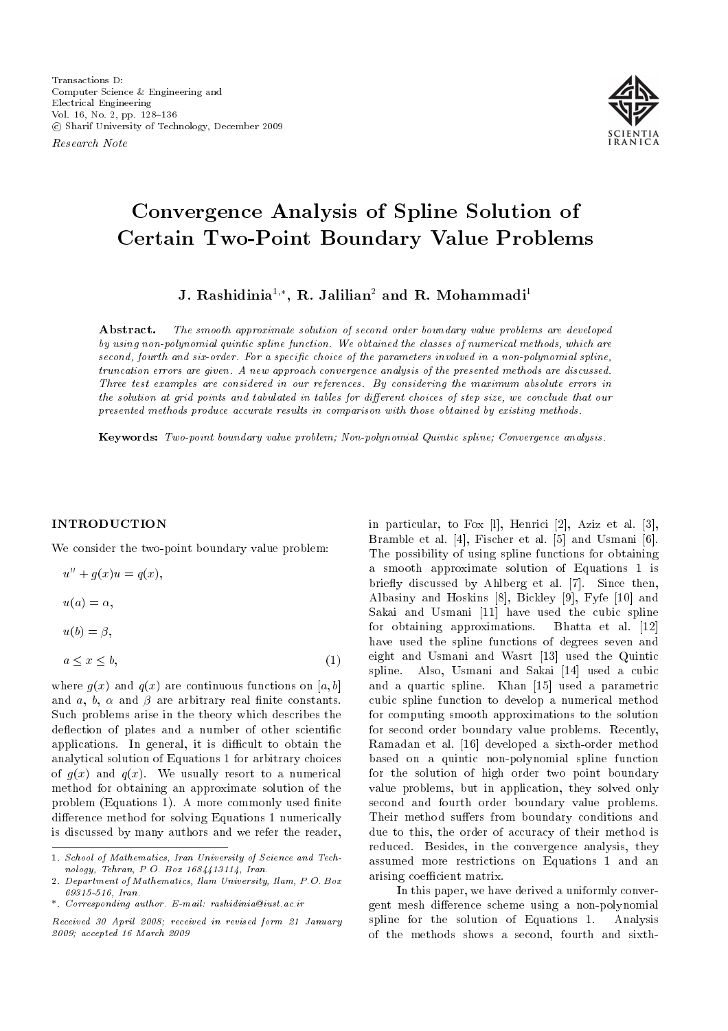Research Note

# Convergence Analysis of Spline Solution of Certain Two-Point Boundary Value Problems

**J. Rashidinia[1,*], R. Jalilian[2] and R. Mohammadi[1]**

**Abstract.** *The smooth approximate solution of second order boundary value problems are developed by using non-polynomial quintic spline function. We obtained the classes of numerical methods, which are second, fourth and six-order. For a specific choice of the parameters involved in a non-polynomial spline, truncation errors are given. A new approach convergence analysis of the presented methods are discussed. Three test examples are considered in our references. By considering the maximum absolute errors in the solution at grid points and tabulated in tables for different choices of step size, we conclude that our presented methods produce accurate results in comparison with those obtained by existing methods.*

**Keywords:** *Two-point boundary value problem; Non-polynomial Quintic spline; Convergence analysis.*

## INTRODUCTION

We consider the two-point boundary value problem:

$$u'' + g(x)u = q(x),$$

$$u(a) = \alpha,$$

$$u(b) = \beta,$$

$$a \leq x \leq b, \tag{1}$$

where $g(x)$ and $q(x)$ are continuous functions on $[a, b]$ and $a$, $b$, $\alpha$ and $\beta$ are arbitrary real finite constants. Such problems arise in the theory which describes the deflection of plates and a number of other scientific applications. In general, it is difficult to obtain the analytical solution of Equations 1 for arbitrary choices of $g(x)$ and $q(x)$. We usually resort to a numerical method for obtaining an approximate solution of the problem (Equations 1). A more commonly used finite difference method for solving Equations 1 numerically is discussed by many authors and we refer the reader, in particular, to Fox [1], Henrici [2], Aziz et al. [3], Bramble et al. [4], Fischer et al. [5] and Usmani [6]. The possibility of using spline functions for obtaining a smooth approximate solution of Equations 1 is briefly discussed by Ahlberg et al. [7]. Since then, Albasiny and Hoskins [8], Bickley [9], Fyfe [10] and Sakai and Usmani [11] have used the cubic spline for obtaining approximations. Bhatta et al. [12] have used the spline functions of degrees seven and eight and Usmani and Wasrt [13] used the Quintic spline. Also, Usmani and Sakai [14] used a cubic and a quartic spline. Khan [15] used a parametric cubic spline function to develop a numerical method for computing smooth approximations to the solution for second order boundary value problems. Recently, Ramadan et al. [16] developed a sixth-order method based on a quintic non-polynomial spline function for the solution of high order two point boundary value problems, but in application, they solved only second and fourth order boundary value problems. Their method suffers from boundary conditions and due to this, the order of accuracy of their method is reduced. Besides, in the convergence analysis, they assumed more restrictions on Equations 1 and an arising coefficient matrix.

In this paper, we have derived a uniformly convergent mesh difference scheme using a non-polynomial spline for the solution of Equations 1. Analysis of the methods shows a second, fourth and sixth-

---

1. *School of Mathematics, Iran University of Science and Technology, Tehran, P.O. Box 1684413114, Iran.*
2. *Department of Mathematics, Ilam University, Ilam, P.O. Box 69315-516, Iran.*

*. *Corresponding author. E-mail: rashidinia@iust.ac.ir*

*Received 30 April 2008; received in revised form 21 January 2009; accepted 16 March 2009*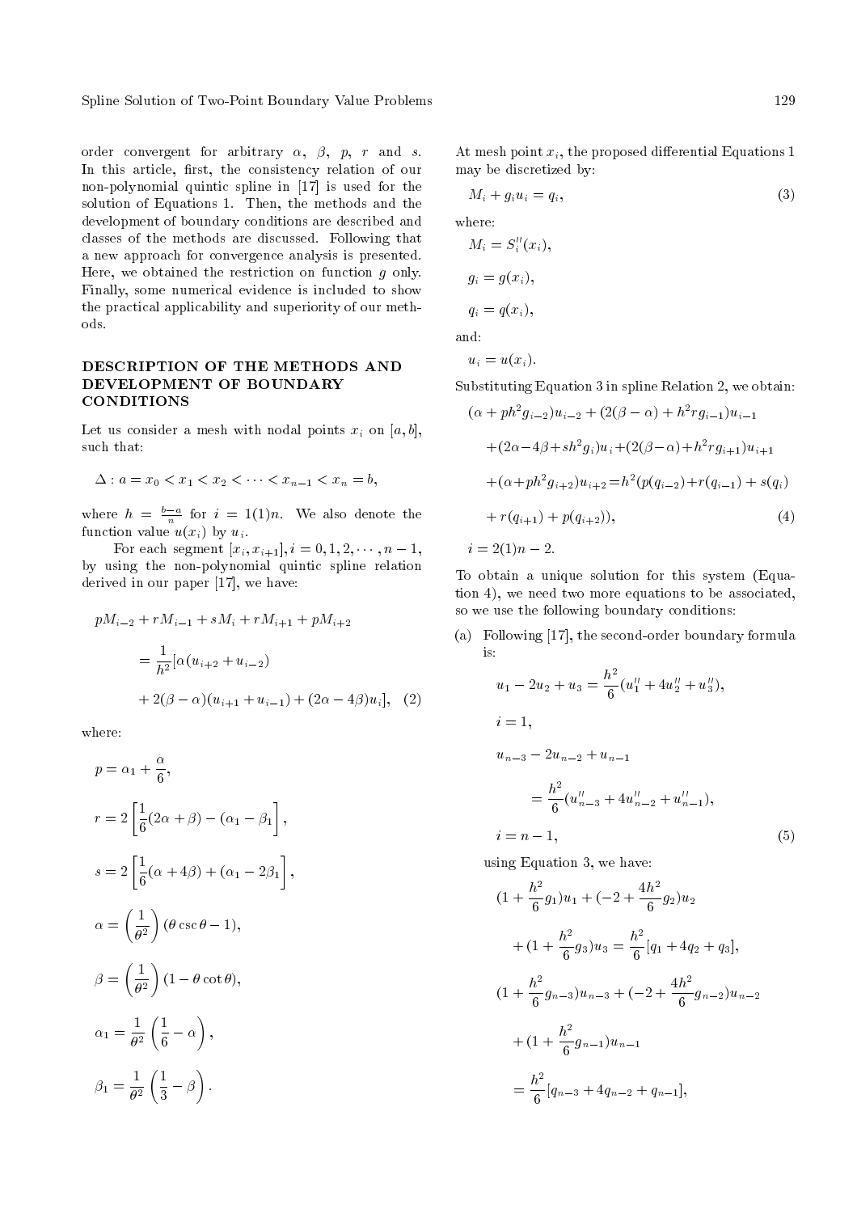order convergent for arbitrary $\alpha$, $\beta$, $p$, $r$ and $s$. In this article, first, the consistency relation of our non-polynomial quintic spline in [17] is used for the solution of Equations 1. Then, the methods and the development of boundary conditions are described and classes of the methods are discussed. Following that a new approach for convergence analysis is presented. Here, we obtained the restriction on function $g$ only. Finally, some numerical evidence is included to show the practical applicability and superiority of our methods.

## DESCRIPTION OF THE METHODS AND DEVELOPMENT OF BOUNDARY CONDITIONS

Let us consider a mesh with nodal points $x_i$ on $[a, b]$, such that:

$$\Delta : a = x_0 < x_1 < x_2 < \cdots < x_{n-1} < x_n = b,$$

where $h = \frac{b-a}{n}$ for $i = 1(1)n$. We also denote the function value $u(x_i)$ by $u_i$.

For each segment $[x_i, x_{i+1}], i = 0, 1, 2, \cdots, n-1$, by using the non-polynomial quintic spline relation derived in our paper [17], we have:

$$pM_{i-2} + rM_{i-1} + sM_i + rM_{i+1} + pM_{i+2} = \frac{1}{h^2}[\alpha(u_{i+2} + u_{i-2}) + 2(\beta - \alpha)(u_{i+1} + u_{i-1}) + (2\alpha - 4\beta)u_i], \quad (2)$$

where:

$$p = \alpha_1 + \frac{\alpha}{6},$$

$$r = 2\left[\frac{1}{6}(2\alpha + \beta) - (\alpha_1 - \beta_1\right],$$

$$s = 2\left[\frac{1}{6}(\alpha + 4\beta) + (\alpha_1 - 2\beta_1\right],$$

$$\alpha = \left(\frac{1}{\theta^2}\right)(\theta \csc \theta - 1),$$

$$\beta = \left(\frac{1}{\theta^2}\right)(1 - \theta \cot \theta),$$

$$\alpha_1 = \frac{1}{\theta^2}\left(\frac{1}{6} - \alpha\right),$$

$$\beta_1 = \frac{1}{\theta^2}\left(\frac{1}{3} - \beta\right).$$

At mesh point $x_i$, the proposed differential Equations 1 may be discretized by:

$$M_i + g_i u_i = q_i, \quad (3)$$

where:

$$M_i = S_i''(x_i),$$

$$g_i = g(x_i),$$

$$q_i = q(x_i),$$

and:

$$u_i = u(x_i).$$

Substituting Equation 3 in spline Relation 2, we obtain:

$$(\alpha + ph^2 g_{i-2})u_{i-2} + (2(\beta - \alpha) + h^2 r g_{i-1})u_{i-1} + (2\alpha - 4\beta + sh^2 g_i)u_i + (2(\beta - \alpha) + h^2 r g_{i+1})u_{i+1} + (\alpha + ph^2 g_{i+2})u_{i+2} = h^2(p(q_{i-2}) + r(q_{i-1}) + s(q_i) + r(q_{i+1}) + p(q_{i+2})), \quad (4)$$

$$i = 2(1)n - 2.$$

To obtain a unique solution for this system (Equation 4), we need two more equations to be associated, so we use the following boundary conditions:

(a) Following [17], the second-order boundary formula is:

$$u_1 - 2u_2 + u_3 = \frac{h^2}{6}(u_1'' + 4u_2'' + u_3''),$$

$$i = 1,$$

$$u_{n-3} - 2u_{n-2} + u_{n-1} = \frac{h^2}{6}(u_{n-3}'' + 4u_{n-2}'' + u_{n-1}''),$$

$$i = n - 1, \quad (5)$$

using Equation 3, we have:

$$(1 + \frac{h^2}{6}g_1)u_1 + (-2 + \frac{4h^2}{6}g_2)u_2 + (1 + \frac{h^2}{6}g_3)u_3 = \frac{h^2}{6}[q_1 + 4q_2 + q_3],$$

$$(1 + \frac{h^2}{6}g_{n-3})u_{n-3} + (-2 + \frac{4h^2}{6}g_{n-2})u_{n-2} + (1 + \frac{h^2}{6}g_{n-1})u_{n-1} = \frac{h^2}{6}[q_{n-3} + 4q_{n-2} + q_{n-1}],$$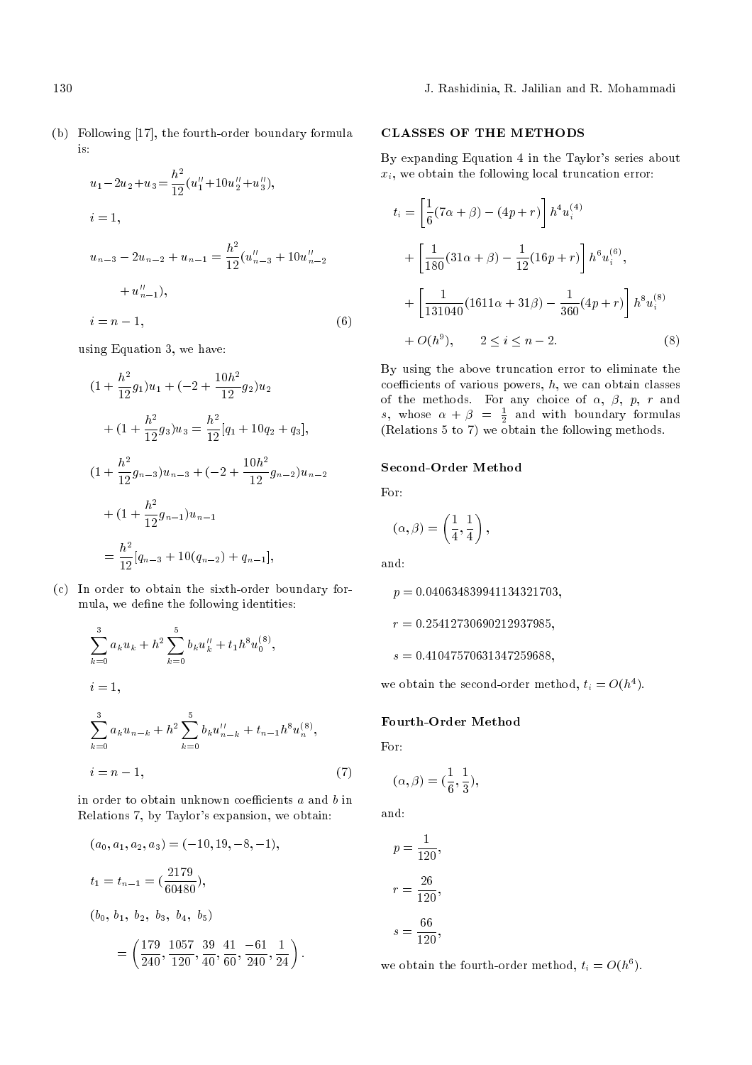(b) Following [17], the fourth-order boundary formula is:

$$u_1 - 2u_2 + u_3 = \frac{h^2}{12}(u_1'' + 10u_2'' + u_3''),$$

$$i = 1,$$

$$u_{n-3} - 2u_{n-2} + u_{n-1} = \frac{h^2}{12}(u_{n-3}'' + 10u_{n-2}'' + u_{n-1}''),$$

$$i = n-1, \tag{6}$$

using Equation 3, we have:

$$(1 + \frac{h^2}{12}g_1)u_1 + (-2 + \frac{10h^2}{12}g_2)u_2 + (1 + \frac{h^2}{12}g_3)u_3 = \frac{h^2}{12}[q_1 + 10q_2 + q_3],$$

$$(1 + \frac{h^2}{12}g_{n-3})u_{n-3} + (-2 + \frac{10h^2}{12}g_{n-2})u_{n-2} + (1 + \frac{h^2}{12}g_{n-1})u_{n-1} = \frac{h^2}{12}[q_{n-3} + 10(q_{n-2}) + q_{n-1}],$$

(c) In order to obtain the sixth-order boundary formula, we define the following identities:

$$\sum_{k=0}^{3} a_k u_k + h^2 \sum_{k=0}^{5} b_k u_k'' + t_1 h^8 u_0^{(8)},$$

$$i = 1,$$

$$\sum_{k=0}^{3} a_k u_{n-k} + h^2 \sum_{k=0}^{5} b_k u_{n-k}'' + t_{n-1} h^8 u_n^{(8)},$$

$$i = n-1, \tag{7}$$

in order to obtain unknown coefficients $a$ and $b$ in Relations 7, by Taylor's expansion, we obtain:

$$(a_0, a_1, a_2, a_3) = (-10, 19, -8, -1),$$

$$t_1 = t_{n-1} = (\frac{2179}{60480}),$$

$$(b_0,\, b_1,\, b_2,\, b_3,\, b_4,\, b_5) = \left(\frac{179}{240}, \frac{1057}{120}, \frac{39}{40}, \frac{41}{60}, \frac{-61}{240}, \frac{1}{24}\right).$$

## CLASSES OF THE METHODS

By expanding Equation 4 in the Taylor's series about $x_i$, we obtain the following local truncation error:

$$t_i = \left[\frac{1}{6}(7\alpha + \beta) - (4p + r)\right] h^4 u_i^{(4)} + \left[\frac{1}{180}(31\alpha + \beta) - \frac{1}{12}(16p + r)\right] h^6 u_i^{(6)}, + \left[\frac{1}{131040}(1611\alpha + 31\beta) - \frac{1}{360}(4p + r)\right] h^8 u_i^{(8)} + O(h^9), \qquad 2 \le i \le n-2. \tag{8}$$

By using the above truncation error to eliminate the coefficients of various powers, $h$, we can obtain classes of the methods. For any choice of $\alpha$, $\beta$, $p$, $r$ and $s$, whose $\alpha + \beta = \frac{1}{2}$ and with boundary formulas (Relations 5 to 7) we obtain the following methods.

### Second-Order Method

For:

$$(\alpha, \beta) = \left(\frac{1}{4}, \frac{1}{4}\right),$$

and:

$$p = 0.040634839941134321703,$$

$$r = 0.25412730690212937985,$$

$$s = 0.41047570631347259688,$$

we obtain the second-order method, $t_i = O(h^4)$.

### Fourth-Order Method

For:

$$(\alpha, \beta) = (\frac{1}{6}, \frac{1}{3}),$$

and:

$$p = \frac{1}{120},$$

$$r = \frac{26}{120},$$

$$s = \frac{66}{120},$$

we obtain the fourth-order method, $t_i = O(h^6)$.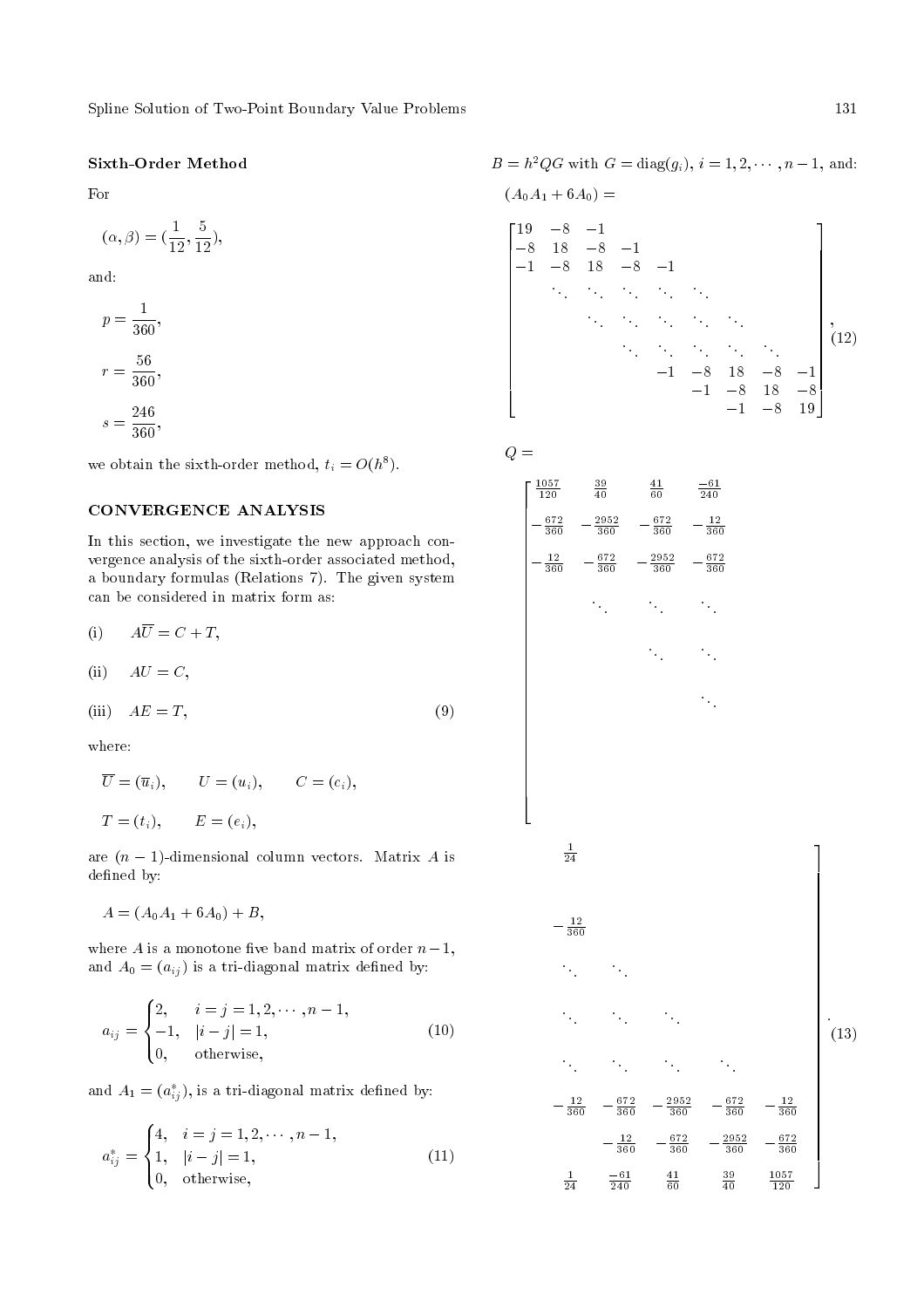### Sixth-Order Method

For

$$(\alpha, \beta) = (\frac{1}{12}, \frac{5}{12}),$$

and:

$$p = \frac{1}{360},$$

$$r = \frac{56}{360},$$

$$s = \frac{246}{360},$$

we obtain the sixth-order method, $t_i = O(h^8)$.

## CONVERGENCE ANALYSIS

In this section, we investigate the new approach convergence analysis of the sixth-order associated method, a boundary formulas (Relations 7). The given system can be considered in matrix form as:

$$\text{(i)} \quad A\overline{U} = C + T,$$

$$\text{(ii)} \quad AU = C,$$

$$\text{(iii)} \quad AE = T, \tag{9}$$

where:

$$\overline{U} = (\overline{u}_i), \qquad U = (u_i), \qquad C = (c_i),$$

$$T = (t_i), \qquad E = (e_i),$$

are $(n-1)$-dimensional column vectors. Matrix $A$ is defined by:

$$A = (A_0 A_1 + 6A_0) + B,$$

where $A$ is a monotone five band matrix of order $n-1$, and $A_0 = (a_{ij})$ is a tri-diagonal matrix defined by:

$$a_{ij} = \begin{cases} 2, & i = j = 1, 2, \cdots, n-1, \\ -1, & |i - j| = 1, \\ 0, & \text{otherwise}, \end{cases} \tag{10}$$

and $A_1 = (a^*_{ij})$, is a tri-diagonal matrix defined by:

$$a^*_{ij} = \begin{cases} 4, & i = j = 1, 2, \cdots, n-1, \\ 1, & |i - j| = 1, \\ 0, & \text{otherwise}, \end{cases} \tag{11}$$

$B = h^2 QG$ with $G = \text{diag}(g_i)$, $i = 1, 2, \cdots, n-1$, and:

$$(A_0 A_1 + 6A_0) = \begin{bmatrix} 19 & -8 & -1 & & & & & \\ -8 & 18 & -8 & -1 & & & & \\ -1 & -8 & 18 & -8 & -1 & & & \\ & \ddots & \ddots & \ddots & \ddots & \ddots & & \\ & & \ddots & \ddots & \ddots & \ddots & \ddots & \\ & & & \ddots & \ddots & \ddots & \ddots & \ddots \\ & & & & -1 & -8 & 18 & -8 & -1 \\ & & & & & -1 & -8 & 18 & -8 \\ & & & & & & -1 & -8 & 19 \end{bmatrix}, \tag{12}$$

$$Q = \begin{bmatrix} \frac{1057}{120} & \frac{39}{40} & \frac{41}{60} & \frac{-61}{240} & \frac{1}{24} & & & & \\ -\frac{672}{360} & -\frac{2952}{360} & -\frac{672}{360} & -\frac{12}{360} & & & & & \\ -\frac{12}{360} & -\frac{672}{360} & -\frac{2952}{360} & -\frac{672}{360} & -\frac{12}{360} & & & & \\ & \ddots & \ddots & \ddots & \ddots & \ddots & & & \\ & & \ddots & \ddots & \ddots & \ddots & \ddots & & \\ & & & \ddots & \ddots & \ddots & \ddots & \ddots & \\ & & & & -\frac{12}{360} & -\frac{672}{360} & -\frac{2952}{360} & -\frac{672}{360} & -\frac{12}{360} \\ & & & & & -\frac{12}{360} & -\frac{672}{360} & -\frac{2952}{360} & -\frac{672}{360} \\ & & & & \frac{1}{24} & \frac{-61}{240} & \frac{41}{60} & \frac{39}{40} & \frac{1057}{120} \end{bmatrix}. \tag{13}$$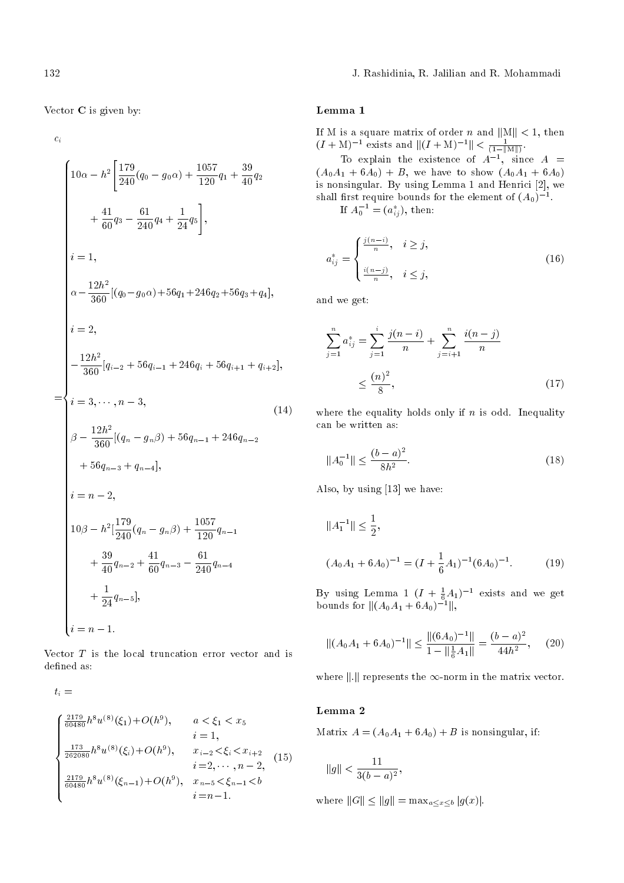Vector $\mathbf{C}$ is given by:

$$
c_i = \begin{cases}
10\alpha - h^2\left[\frac{179}{240}(q_0 - g_0\alpha) + \frac{1057}{120}q_1 + \frac{39}{40}q_2 + \frac{41}{60}q_3 - \frac{61}{240}q_4 + \frac{1}{24}q_5\right], \\
i = 1, \\
\alpha - \frac{12h^2}{360}[(q_0 - g_0\alpha) + 56q_1 + 246q_2 + 56q_3 + q_4], \\
i = 2, \\
-\frac{12h^2}{360}[q_{i-2} + 56q_{i-1} + 246q_i + 56q_{i+1} + q_{i+2}], \\
i = 3, \cdots, n-3, \\
\beta - \frac{12h^2}{360}[(q_n - g_n\beta) + 56q_{n-1} + 246q_{n-2} + 56q_{n-3} + q_{n-4}], \\
i = n-2, \\
10\beta - h^2[\frac{179}{240}(q_n - g_n\beta) + \frac{1057}{120}q_{n-1} + \frac{39}{40}q_{n-2} + \frac{41}{60}q_{n-3} - \frac{61}{240}q_{n-4} + \frac{1}{24}q_{n-5}], \\
i = n-1.
\end{cases} \tag{14}
$$

Vector $T$ is the local truncation error vector and is defined as:

$$
t_i = \begin{cases}
\frac{2179}{60480}h^8u^{(8)}(\xi_1) + O(h^9), & a < \xi_1 < x_5 \quad i = 1, \\
\frac{173}{262080}h^8u^{(8)}(\xi_i) + O(h^9), & x_{i-2} < \xi_i < x_{i+2} \quad i = 2, \cdots, n-2, \\
\frac{2179}{60480}h^8u^{(8)}(\xi_{n-1}) + O(h^9), & x_{n-5} < \xi_{n-1} < b \quad i = n-1.
\end{cases} \tag{15}
$$

**Lemma 1**

If M is a square matrix of order $n$ and $\|\mathrm{M}\| < 1$, then $(I + \mathrm{M})^{-1}$ exists and $\|(I + \mathrm{M})^{-1}\| < \frac{1}{(1 - \|\mathrm{M}\|)}$.

To explain the existence of $A^{-1}$, since $A = (A_0A_1 + 6A_0) + B$, we have to show $(A_0A_1 + 6A_0)$ is nonsingular. By using Lemma 1 and Henrici [2], we shall first require bounds for the element of $(A_0)^{-1}$.

If $A_0^{-1} = (a^*_{ij})$, then:

$$
a^*_{ij} = \begin{cases}
\frac{j(n-i)}{n}, & i \geq j, \\
\frac{i(n-j)}{n}, & i \leq j,
\end{cases} \tag{16}
$$

and we get:

$$
\sum_{j=1}^{n} a^*_{ij} = \sum_{j=1}^{i} \frac{j(n-i)}{n} + \sum_{j=i+1}^{n} \frac{i(n-j)}{n} \leq \frac{(n)^2}{8}, \tag{17}
$$

where the equality holds only if $n$ is odd. Inequality can be written as:

$$
\|A_0^{-1}\| \leq \frac{(b-a)^2}{8h^2}. \tag{18}
$$

Also, by using [13] we have:

$$
\|A_1^{-1}\| \leq \frac{1}{2},
$$

$$
(A_0A_1 + 6A_0)^{-1} = (I + \frac{1}{6}A_1)^{-1}(6A_0)^{-1}. \tag{19}
$$

By using Lemma 1 $(I + \frac{1}{6}A_1)^{-1}$ exists and we get bounds for $\|(A_0A_1 + 6A_0)^{-1}\|$,

$$
\|(A_0A_1 + 6A_0)^{-1}\| \leq \frac{\|(6A_0)^{-1}\|}{1 - \|\frac{1}{6}A_1\|} = \frac{(b-a)^2}{44h^2}, \tag{20}
$$

where $\|.\|$ represents the $\infty$-norm in the matrix vector.

**Lemma 2**

Matrix $A = (A_0A_1 + 6A_0) + B$ is nonsingular, if:

$$
\|g\| < \frac{11}{3(b-a)^2},
$$

where $\|G\| \leq \|g\| = \max_{a \leq x \leq b} |g(x)|$.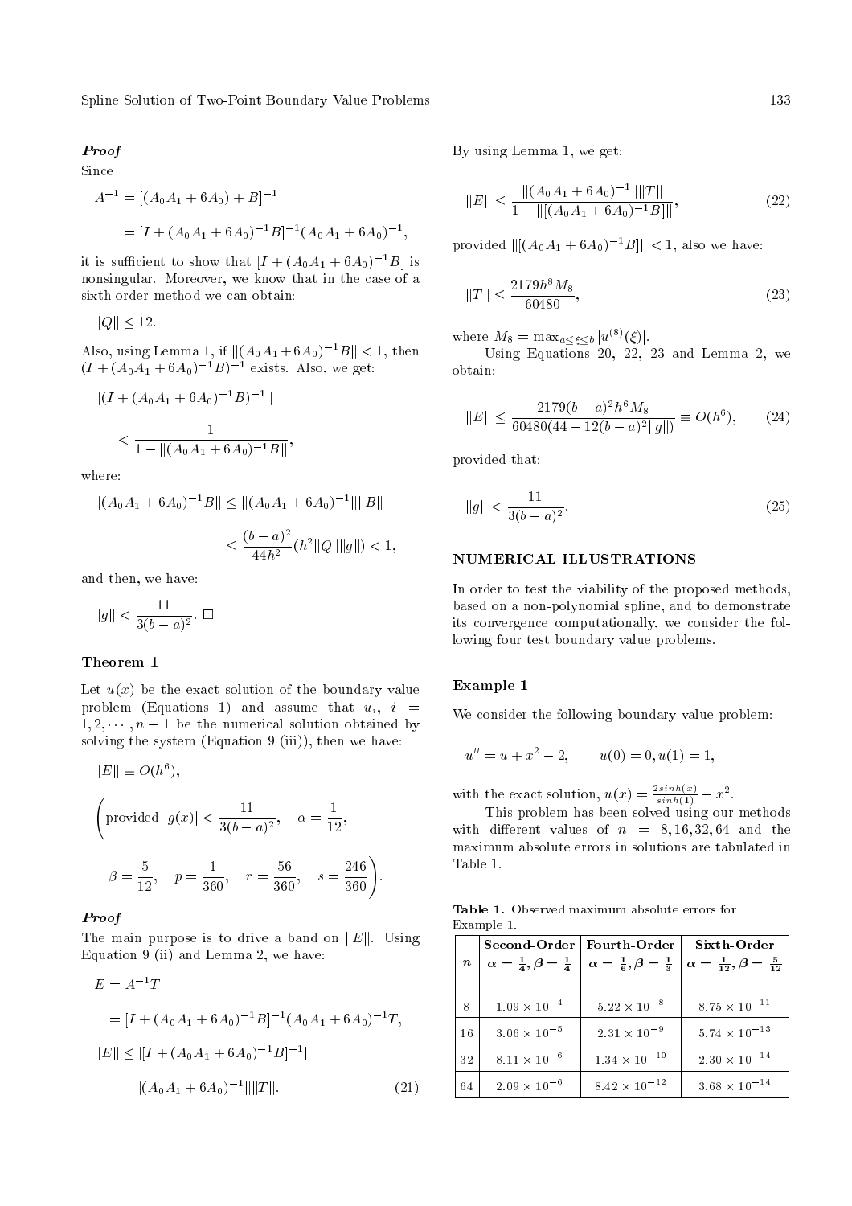***Proof***

Since

$$A^{-1} = [(A_0A_1 + 6A_0) + B]^{-1}$$

$$= [I + (A_0A_1 + 6A_0)^{-1}B]^{-1}(A_0A_1 + 6A_0)^{-1},$$

it is sufficient to show that $[I + (A_0A_1 + 6A_0)^{-1}B]$ is nonsingular. Moreover, we know that in the case of a sixth-order method we can obtain:

$$\|Q\| \leq 12.$$

Also, using Lemma 1, if $\|(A_0A_1 + 6A_0)^{-1}B\| < 1$, then $(I + (A_0A_1 + 6A_0)^{-1}B)^{-1}$ exists. Also, we get:

$$\|(I + (A_0A_1 + 6A_0)^{-1}B)^{-1}\| < \frac{1}{1 - \|(A_0A_1 + 6A_0)^{-1}B\|},$$

where:

$$\|(A_0A_1 + 6A_0)^{-1}B\| \leq \|(A_0A_1 + 6A_0)^{-1}\|\|B\| \leq \frac{(b-a)^2}{44h^2}(h^2\|Q\|\|g\|) < 1,$$

and then, we have:

$$\|g\| < \frac{11}{3(b-a)^2}. \square$$

### Theorem 1

Let $u(x)$ be the exact solution of the boundary value problem (Equations 1) and assume that $u_i$, $i = 1, 2, \cdots, n-1$ be the numerical solution obtained by solving the system (Equation 9 (iii)), then we have:

$$\|E\| \equiv O(h^6),$$

$$\left(\text{provided } |g(x)| < \frac{11}{3(b-a)^2}, \quad \alpha = \frac{1}{12}, \quad \beta = \frac{5}{12}, \quad p = \frac{1}{360}, \quad r = \frac{56}{360}, \quad s = \frac{246}{360}\right).$$

***Proof***

The main purpose is to drive a band on $\|E\|$. Using Equation 9 (ii) and Lemma 2, we have:

$$E = A^{-1}T$$

$$= [I + (A_0A_1 + 6A_0)^{-1}B]^{-1}(A_0A_1 + 6A_0)^{-1}T,$$

$$\|E\| \leq \|[I + (A_0A_1 + 6A_0)^{-1}B]^{-1}\| \|(A_0A_1 + 6A_0)^{-1}\|\|T\|. \tag{21}$$

By using Lemma 1, we get:

$$\|E\| \leq \frac{\|(A_0A_1 + 6A_0)^{-1}\|\|T\|}{1 - \|[(A_0A_1 + 6A_0)^{-1}B]\|}, \tag{22}$$

provided $\|[(A_0A_1 + 6A_0)^{-1}B]\| < 1$, also we have:

$$\|T\| \leq \frac{2179h^8M_8}{60480}, \tag{23}$$

where $M_8 = \max_{a \leq \xi \leq b} |u^{(8)}(\xi)|$.

Using Equations 20, 22, 23 and Lemma 2, we obtain:

$$\|E\| \leq \frac{2179(b-a)^2h^6M_8}{60480(44 - 12(b-a)^2\|g\|)} \equiv O(h^6), \tag{24}$$

provided that:

$$\|g\| < \frac{11}{3(b-a)^2}. \tag{25}$$

## NUMERICAL ILLUSTRATIONS

In order to test the viability of the proposed methods, based on a non-polynomial spline, and to demonstrate its convergence computationally, we consider the following four test boundary value problems.

### Example 1

We consider the following boundary-value problem:

$$u'' = u + x^2 - 2, \qquad u(0) = 0, u(1) = 1,$$

with the exact solution, $u(x) = \frac{2sinh(x)}{sinh(1)} - x^2$.

This problem has been solved using our methods with different values of $n = 8, 16, 32, 64$ and the maximum absolute errors in solutions are tabulated in Table 1.

**Table 1.** Observed maximum absolute errors for Example 1.

| $n$ | Second-Order $\alpha = \frac{1}{4}, \beta = \frac{1}{4}$ | Fourth-Order $\alpha = \frac{1}{6}, \beta = \frac{1}{3}$ | Sixth-Order $\alpha = \frac{1}{12}, \beta = \frac{5}{12}$ |
|---|---|---|---|
| 8 | $1.09 \times 10^{-4}$ | $5.22 \times 10^{-8}$ | $8.75 \times 10^{-11}$ |
| 16 | $3.06 \times 10^{-5}$ | $2.31 \times 10^{-9}$ | $5.74 \times 10^{-13}$ |
| 32 | $8.11 \times 10^{-6}$ | $1.34 \times 10^{-10}$ | $2.30 \times 10^{-14}$ |
| 64 | $2.09 \times 10^{-6}$ | $8.42 \times 10^{-12}$ | $3.68 \times 10^{-14}$ |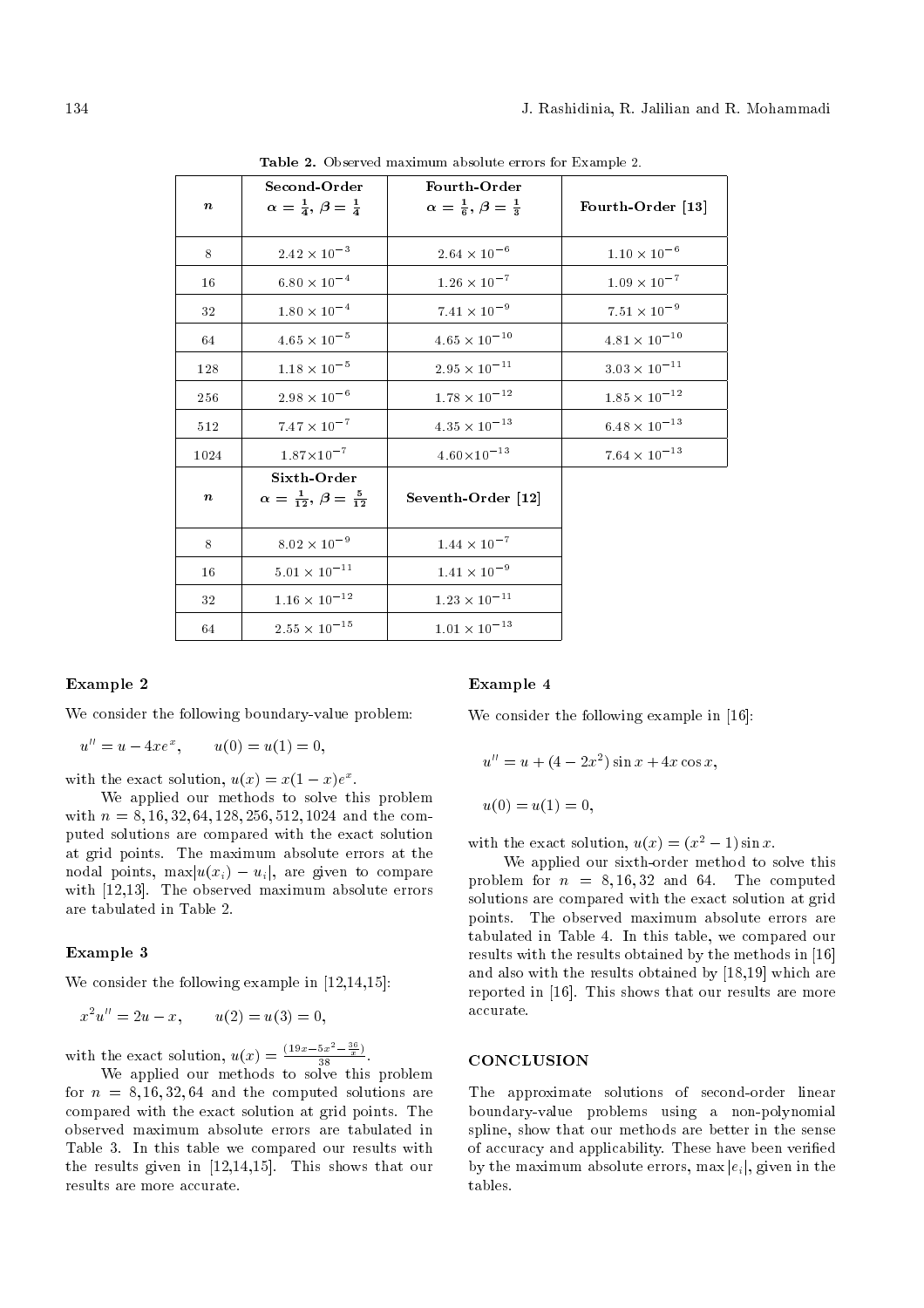Table 2. Observed maximum absolute errors for Example 2.

| $n$ | Second-Order $\alpha = \frac{1}{4}$, $\beta = \frac{1}{4}$ | Fourth-Order $\alpha = \frac{1}{6}$, $\beta = \frac{1}{3}$ | Fourth-Order [13] |
|---|---|---|---|
| 8 | $2.42 \times 10^{-3}$ | $2.64 \times 10^{-6}$ | $1.10 \times 10^{-6}$ |
| 16 | $6.80 \times 10^{-4}$ | $1.26 \times 10^{-7}$ | $1.09 \times 10^{-7}$ |
| 32 | $1.80 \times 10^{-4}$ | $7.41 \times 10^{-9}$ | $7.51 \times 10^{-9}$ |
| 64 | $4.65 \times 10^{-5}$ | $4.65 \times 10^{-10}$ | $4.81 \times 10^{-10}$ |
| 128 | $1.18 \times 10^{-5}$ | $2.95 \times 10^{-11}$ | $3.03 \times 10^{-11}$ |
| 256 | $2.98 \times 10^{-6}$ | $1.78 \times 10^{-12}$ | $1.85 \times 10^{-12}$ |
| 512 | $7.47 \times 10^{-7}$ | $4.35 \times 10^{-13}$ | $6.48 \times 10^{-13}$ |
| 1024 | $1.87 \times 10^{-7}$ | $4.60 \times 10^{-13}$ | $7.64 \times 10^{-13}$ |

| $n$ | Sixth-Order $\alpha = \frac{1}{12}$, $\beta = \frac{5}{12}$ | Seventh-Order [12] |
|---|---|---|
| 8 | $8.02 \times 10^{-9}$ | $1.44 \times 10^{-7}$ |
| 16 | $5.01 \times 10^{-11}$ | $1.41 \times 10^{-9}$ |
| 32 | $1.16 \times 10^{-12}$ | $1.23 \times 10^{-11}$ |
| 64 | $2.55 \times 10^{-15}$ | $1.01 \times 10^{-13}$ |

### Example 2

We consider the following boundary-value problem:

$$u'' = u - 4xe^x, \qquad u(0) = u(1) = 0,$$

with the exact solution, $u(x) = x(1-x)e^x$.

We applied our methods to solve this problem with $n = 8, 16, 32, 64, 128, 256, 512, 1024$ and the computed solutions are compared with the exact solution at grid points. The maximum absolute errors at the nodal points, $\max|u(x_i) - u_i|$, are given to compare with [12,13]. The observed maximum absolute errors are tabulated in Table 2.

### Example 3

We consider the following example in [12,14,15]:

$$x^2 u'' = 2u - x, \qquad u(2) = u(3) = 0,$$

with the exact solution, $u(x) = \frac{(19x - 5x^2 - \frac{36}{x})}{38}$.

We applied our methods to solve this problem for $n = 8, 16, 32, 64$ and the computed solutions are compared with the exact solution at grid points. The observed maximum absolute errors are tabulated in Table 3. In this table we compared our results with the results given in [12,14,15]. This shows that our results are more accurate.

### Example 4

We consider the following example in [16]:

$$u'' = u + (4 - 2x^2)\sin x + 4x\cos x,$$

$$u(0) = u(1) = 0,$$

with the exact solution, $u(x) = (x^2 - 1)\sin x$.

We applied our sixth-order method to solve this problem for $n = 8, 16, 32$ and $64$. The computed solutions are compared with the exact solution at grid points. The observed maximum absolute errors are tabulated in Table 4. In this table, we compared our results with the results obtained by the methods in [16] and also with the results obtained by [18,19] which are reported in [16]. This shows that our results are more accurate.

## CONCLUSION

The approximate solutions of second-order linear boundary-value problems using a non-polynomial spline, show that our methods are better in the sense of accuracy and applicability. These have been verified by the maximum absolute errors, $\max|e_i|$, given in the tables.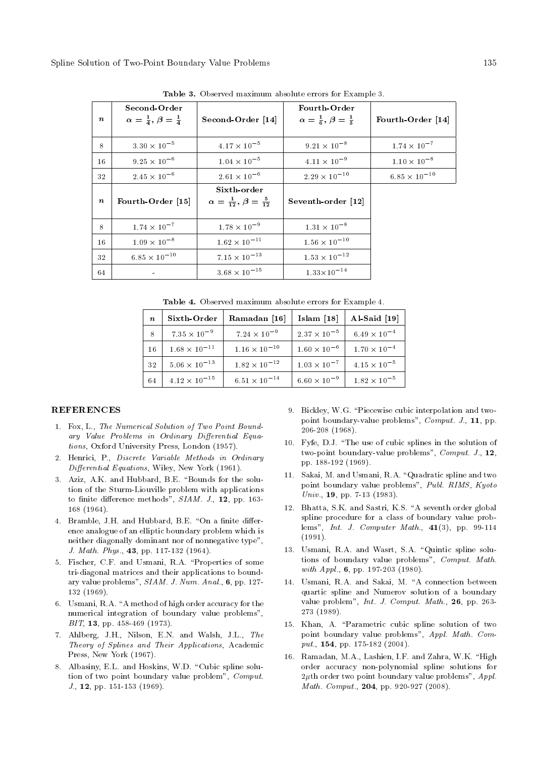**Table 3.** Observed maximum absolute errors for Example 3.

| $n$ | Second-Order $\alpha = \frac{1}{4}, \beta = \frac{1}{4}$ | Second-Order [14] | Fourth-Order $\alpha = \frac{1}{6}, \beta = \frac{1}{3}$ | Fourth-Order [14] |
|---|---|---|---|---|
| 8 | $3.30 \times 10^{-5}$ | $4.17 \times 10^{-5}$ | $9.21 \times 10^{-8}$ | $1.74 \times 10^{-7}$ |
| 16 | $9.25 \times 10^{-6}$ | $1.04 \times 10^{-5}$ | $4.11 \times 10^{-9}$ | $1.10 \times 10^{-8}$ |
| 32 | $2.45 \times 10^{-6}$ | $2.61 \times 10^{-6}$ | $2.29 \times 10^{-10}$ | $6.85 \times 10^{-10}$ |
| $n$ | Fourth-Order [15] | Sixth-order $\alpha = \frac{1}{12}, \beta = \frac{5}{12}$ | Seventh-order [12] | |
| 8 | $1.74 \times 10^{-7}$ | $1.78 \times 10^{-9}$ | $1.31 \times 10^{-8}$ | |
| 16 | $1.09 \times 10^{-8}$ | $1.62 \times 10^{-11}$ | $1.56 \times 10^{-10}$ | |
| 32 | $6.85 \times 10^{-10}$ | $7.15 \times 10^{-13}$ | $1.53 \times 10^{-12}$ | |
| 64 | - | $3.68 \times 10^{-15}$ | $1.33 \times 10^{-14}$ | |

**Table 4.** Observed maximum absolute errors for Example 4.

| $n$ | Sixth-Order | Ramadan [16] | Islam [18] | Al-Said [19] |
|---|---|---|---|---|
| 8 | $7.35 \times 10^{-9}$ | $7.24 \times 10^{-9}$ | $2.37 \times 10^{-5}$ | $6.49 \times 10^{-4}$ |
| 16 | $1.68 \times 10^{-11}$ | $1.16 \times 10^{-10}$ | $1.60 \times 10^{-6}$ | $1.70 \times 10^{-4}$ |
| 32 | $5.06 \times 10^{-13}$ | $1.82 \times 10^{-12}$ | $1.03 \times 10^{-7}$ | $4.15 \times 10^{-5}$ |
| 64 | $4.12 \times 10^{-15}$ | $6.51 \times 10^{-14}$ | $6.60 \times 10^{-9}$ | $1.82 \times 10^{-5}$ |

## REFERENCES

1. Fox, L., *The Numerical Solution of Two Point Boundary Value Problems in Ordinary Differential Equations*, Oxford University Press, London (1957).
2. Henrici, P., *Discrete Variable Methods in Ordinary Differential Equations*, Wiley, New York (1961).
3. Aziz, A.K. and Hubbard, B.E. "Bounds for the solution of the Sturm-Liouville problem with applications to finite difference methods", *SIAM. J.*, **12**, pp. 163-168 (1964).
4. Bramble, J.H. and Hubbard, B.E. "On a finite difference analogue of an elliptic boundary problem which is neither diagonally dominant nor of nonnegative type", *J. Math. Phys.*, **43**, pp. 117-132 (1964).
5. Fischer, C.F. and Usmani, R.A. "Properties of some tri-diagonal matrices and their applications to boundary value problems", *SIAM. J. Num. Anal.*, **6**, pp. 127-132 (1969).
6. Usmani, R.A. "A method of high order accuracy for the numerical integration of boundary value problems", *BIT*, **13**, pp. 458-469 (1973).
7. Ahlberg, J.H., Nilson, E.N. and Walsh, J.L., *The Theory of Splines and Their Applications*, Academic Press, New York (1967).
8. Albasiny, E.L. and Hoskins, W.D. "Cubic spline solution of two point boundary value problem", *Comput. J.*, **12**, pp. 151-153 (1969).
9. Bickley, W.G. "Piecewise cubic interpolation and two-point boundary-value problems", *Comput. J.*, **11**, pp. 206-208 (1968).
10. Fyfe, D.J. "The use of cubic splines in the solution of two-point boundary-value problems", *Comput. J.*, **12**, pp. 188-192 (1969).
11. Sakai, M. and Usmani, R.A. "Quadratic spline and two point boundary value problems", *Publ. RIMS, Kyoto Univ.*, **19**, pp. 7-13 (1983).
12. Bhatta, S.K. and Sastri, K.S. "A seventh order global spline procedure for a class of boundary value problems", *Int. J. Computer Math.*, **41**(3), pp. 99-114 (1991).
13. Usmani, R.A. and Wasrt, S.A. "Quintic spline solutions of boundary value problems", *Comput. Math. with Appl.*, **6**, pp. 197-203 (1980).
14. Usmani, R.A. and Sakai, M. "A connection between quartic spline and Numerov solution of a boundary value problem", *Int. J. Comput. Math.*, **26**, pp. 263-273 (1989).
15. Khan, A. "Parametric cubic spline solution of two point boundary value problems", *Appl. Math. Comput.*, **154**, pp. 175-182 (2004).
16. Ramadan, M.A., Lashien, I.F. and Zahra, W.K. "High order accuracy non-polynomial spline solutions for $2\mu$th order two point boundary value problems", *Appl. Math. Comput.*, **204**, pp. 920-927 (2008).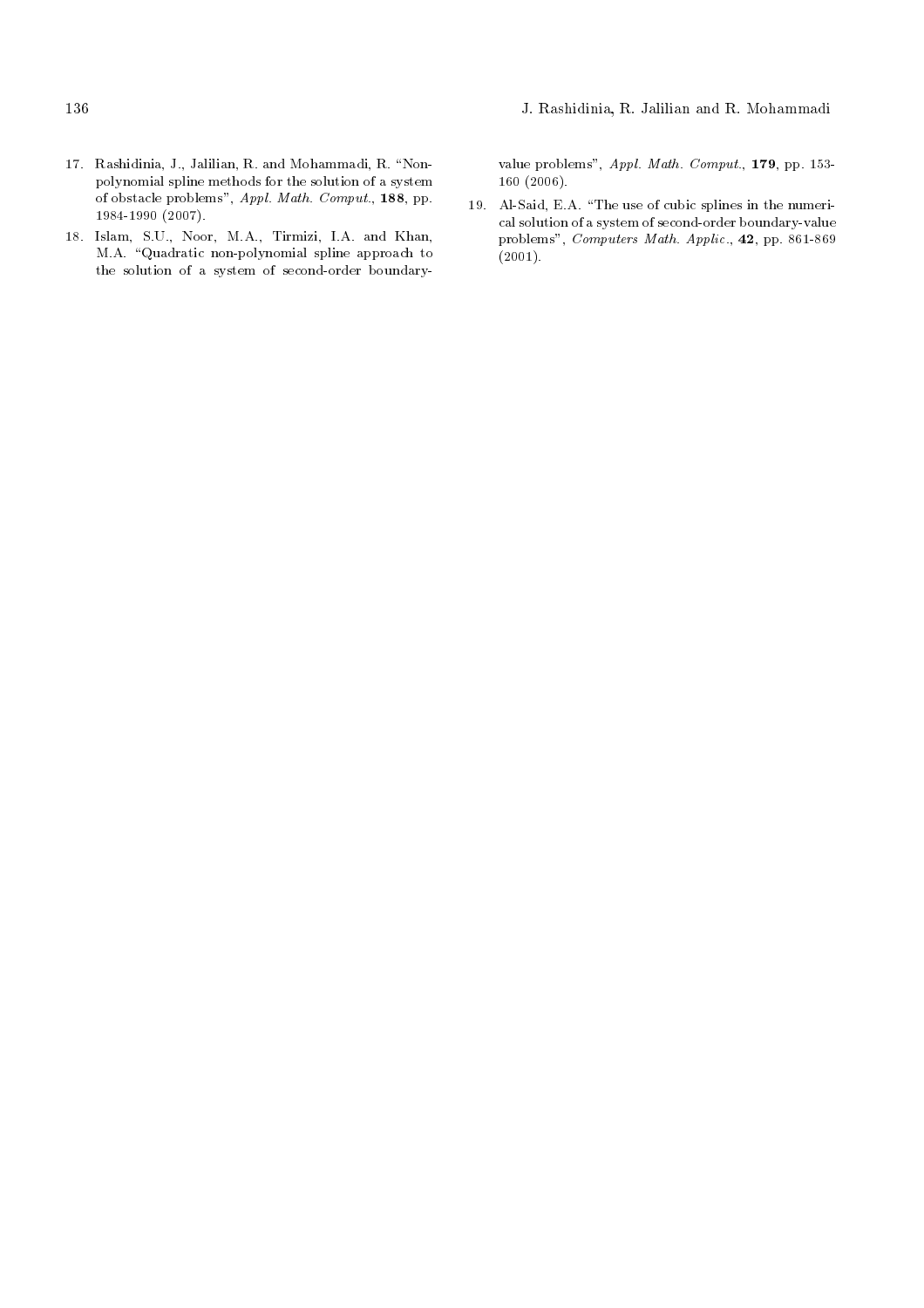17. Rashidinia, J., Jalilian, R. and Mohammadi, R. "Non-polynomial spline methods for the solution of a system of obstacle problems", *Appl. Math. Comput.*, **188**, pp. 1984-1990 (2007).

18. Islam, S.U., Noor, M.A., Tirmizi, I.A. and Khan, M.A. "Quadratic non-polynomial spline approach to the solution of a system of second-order boundary-value problems", *Appl. Math. Comput.*, **179**, pp. 153-160 (2006).

19. Al-Said, E.A. "The use of cubic splines in the numerical solution of a system of second-order boundary-value problems", *Computers Math. Applic.*, **42**, pp. 861-869 (2001).